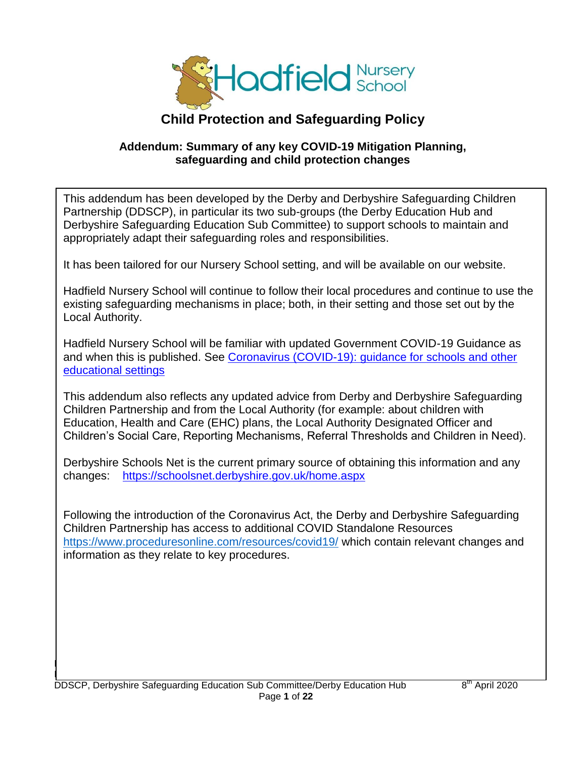# Child Protection and Safeguarding Policy

## Addendum: Summary of any key COVID-19 Mitigation Planning, safeguarding and child protection changes

This addendum has been developed by the Derby and Derbyshire Safeguarding Children Partnership (DDSCP), in particular its two sub-groups (the Derby Education Hub and Derbyshire Safeguarding Education Sub Committee) to support schools to maintain and appropriately adapt their safeguarding roles and responsibilities.

It has been tailored for our Nursery School setting, and will be available on our website.

Hadfield Nursery School will continue to follow their local procedures and continue to use the existing safeguarding mechanisms in place; both, in their setting and those set out by the Local Authority.

Hadfield Nursery School will be familiar with updated Government COVID-19 Guidance as and when this is published. See [Coronavirus (COVID-19): guidance for schools and other educational settings]()

This addendum also reflects any updated advice from Derby and Derbyshire Safeguarding Children Partnership and from the Local Authority (for example: about children with Education, Health and Care (EHC) plans, the Local Authority Designated Officer and Children's Social Care, Reporting Mechanisms, Referral Thresholds and Children in Need).

Derbyshire Schools Net is the current primary source of obtaining this information and any changes: https://schoolsnet.derbyshire.gov.uk/home.aspx

Following the introduction of the Coronavirus Act, the Derby and Derbyshire Safeguarding Children Partnership has access to additional COVID Standalone Resources https://www.proceduresonline.com/resources/covid19/ which contain relevant changes and information as they relate to key procedures.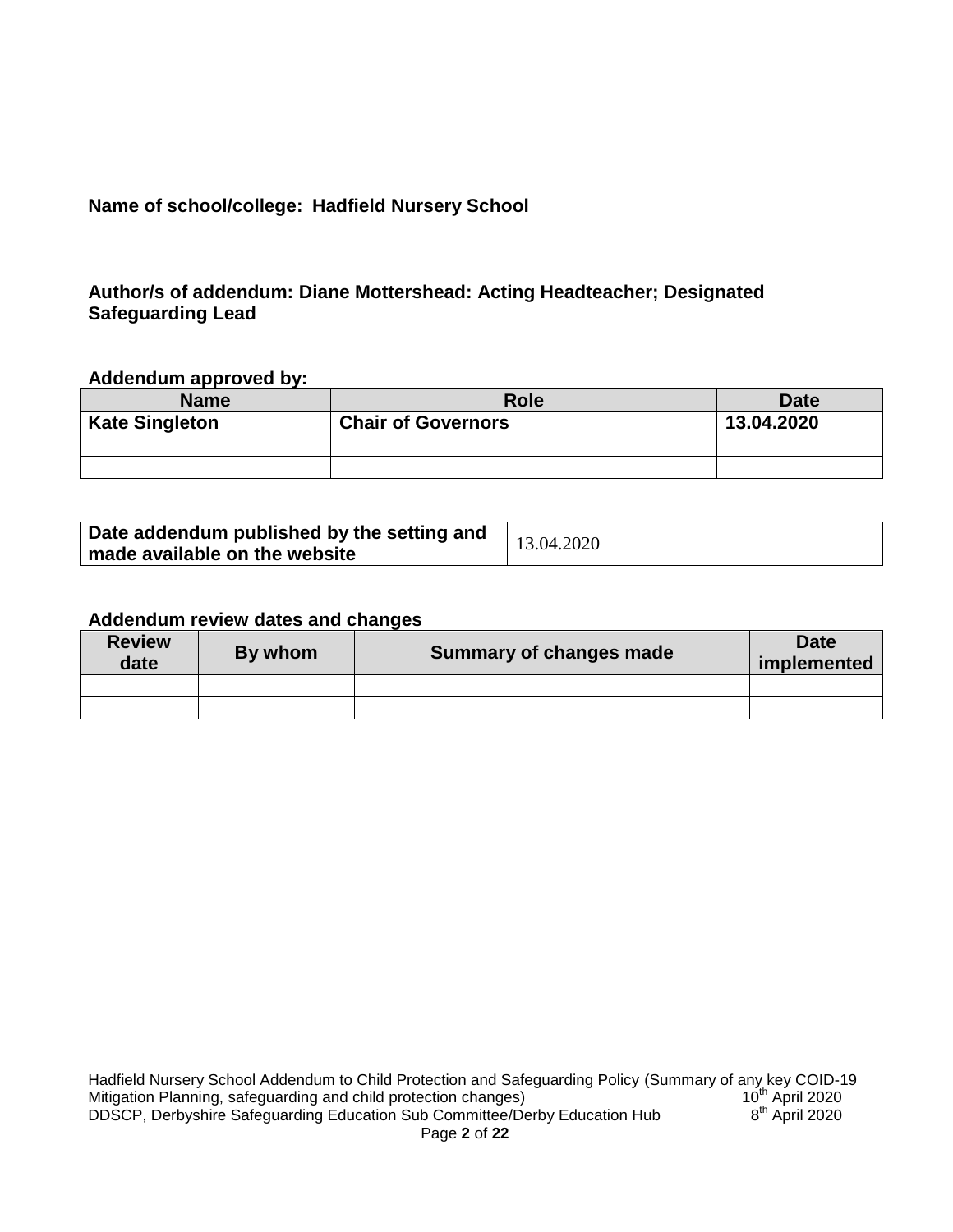**Name of school/college: Hadfield Nursery School**

**Author/s of addendum: Diane Mottershead: Acting Headteacher; Designated Safeguarding Lead**

**Addendum approved by:**

| Name | Role | Date |
|---|---|---|
| **Kate Singleton** | **Chair of Governors** | **13.04.2020** |
| | | |
| | | |

| **Date addendum published by the setting and made available on the website** | 13.04.2020 |
|---|---|

**Addendum review dates and changes**

| Review date | By whom | Summary of changes made | Date implemented |
|---|---|---|---|
| | | | |
| | | | |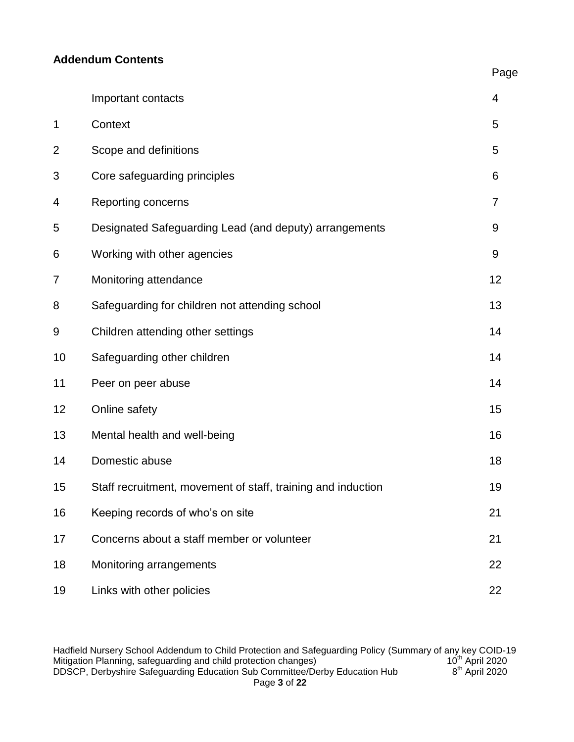**Addendum Contents**

| | | Page |
|---|---|---|
| | Important contacts | 4 |
| 1 | Context | 5 |
| 2 | Scope and definitions | 5 |
| 3 | Core safeguarding principles | 6 |
| 4 | Reporting concerns | 7 |
| 5 | Designated Safeguarding Lead (and deputy) arrangements | 9 |
| 6 | Working with other agencies | 9 |
| 7 | Monitoring attendance | 12 |
| 8 | Safeguarding for children not attending school | 13 |
| 9 | Children attending other settings | 14 |
| 10 | Safeguarding other children | 14 |
| 11 | Peer on peer abuse | 14 |
| 12 | Online safety | 15 |
| 13 | Mental health and well-being | 16 |
| 14 | Domestic abuse | 18 |
| 15 | Staff recruitment, movement of staff, training and induction | 19 |
| 16 | Keeping records of who's on site | 21 |
| 17 | Concerns about a staff member or volunteer | 21 |
| 18 | Monitoring arrangements | 22 |
| 19 | Links with other policies | 22 |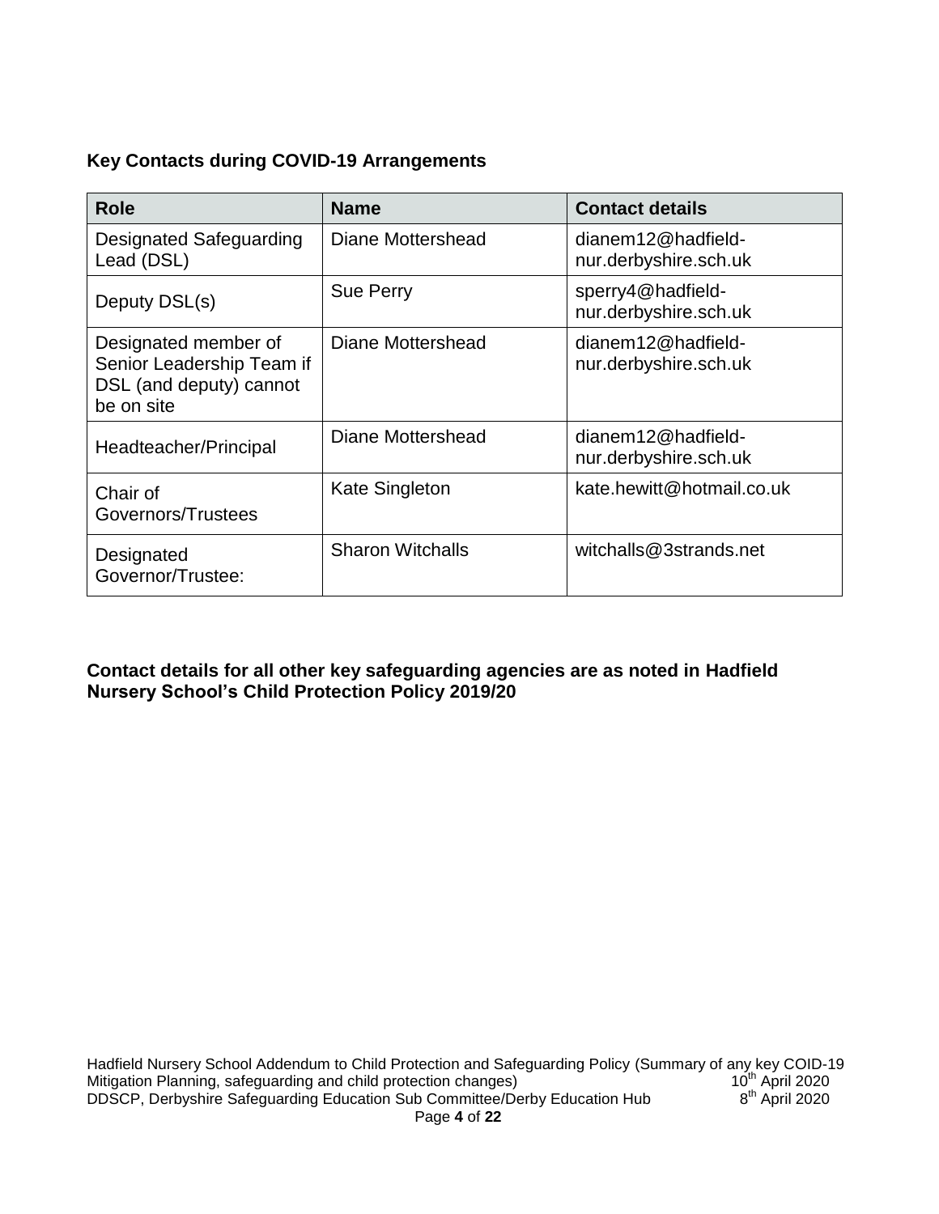**Key Contacts during COVID-19 Arrangements**

| Role | Name | Contact details |
|---|---|---|
| Designated Safeguarding Lead (DSL) | Diane Mottershead | dianem12@hadfield-nur.derbyshire.sch.uk |
| Deputy DSL(s) | Sue Perry | sperry4@hadfield-nur.derbyshire.sch.uk |
| Designated member of Senior Leadership Team if DSL (and deputy) cannot be on site | Diane Mottershead | dianem12@hadfield-nur.derbyshire.sch.uk |
| Headteacher/Principal | Diane Mottershead | dianem12@hadfield-nur.derbyshire.sch.uk |
| Chair of Governors/Trustees | Kate Singleton | kate.hewitt@hotmail.co.uk |
| Designated Governor/Trustee: | Sharon Witchalls | witchalls@3strands.net |

**Contact details for all other key safeguarding agencies are as noted in Hadfield Nursery School's Child Protection Policy 2019/20**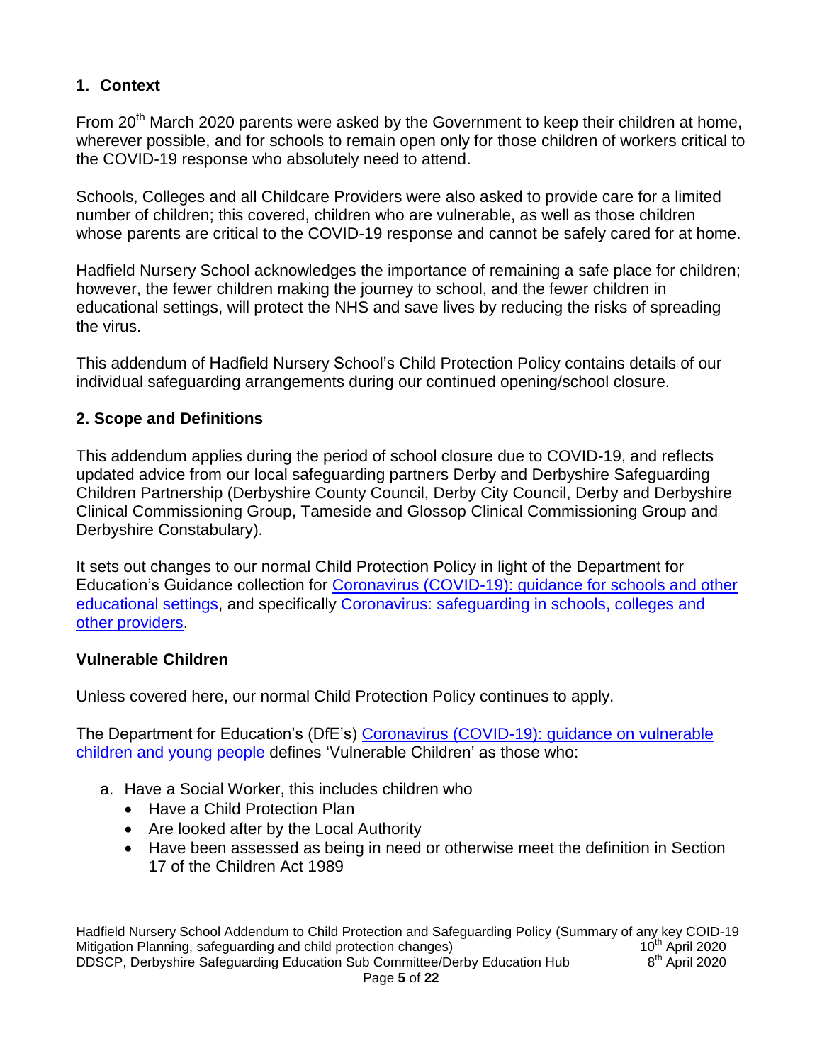## 1. Context

From 20th March 2020 parents were asked by the Government to keep their children at home, wherever possible, and for schools to remain open only for those children of workers critical to the COVID-19 response who absolutely need to attend.

Schools, Colleges and all Childcare Providers were also asked to provide care for a limited number of children; this covered, children who are vulnerable, as well as those children whose parents are critical to the COVID-19 response and cannot be safely cared for at home.

Hadfield Nursery School acknowledges the importance of remaining a safe place for children; however, the fewer children making the journey to school, and the fewer children in educational settings, will protect the NHS and save lives by reducing the risks of spreading the virus.

This addendum of Hadfield Nursery School's Child Protection Policy contains details of our individual safeguarding arrangements during our continued opening/school closure.

## 2. Scope and Definitions

This addendum applies during the period of school closure due to COVID-19, and reflects updated advice from our local safeguarding partners Derby and Derbyshire Safeguarding Children Partnership (Derbyshire County Council, Derby City Council, Derby and Derbyshire Clinical Commissioning Group, Tameside and Glossop Clinical Commissioning Group and Derbyshire Constabulary).

It sets out changes to our normal Child Protection Policy in light of the Department for Education's Guidance collection for Coronavirus (COVID-19): guidance for schools and other educational settings, and specifically Coronavirus: safeguarding in schools, colleges and other providers.

### Vulnerable Children

Unless covered here, our normal Child Protection Policy continues to apply.

The Department for Education's (DfE's) Coronavirus (COVID-19): guidance on vulnerable children and young people defines 'Vulnerable Children' as those who:

a. Have a Social Worker, this includes children who
   - Have a Child Protection Plan
   - Are looked after by the Local Authority
   - Have been assessed as being in need or otherwise meet the definition in Section 17 of the Children Act 1989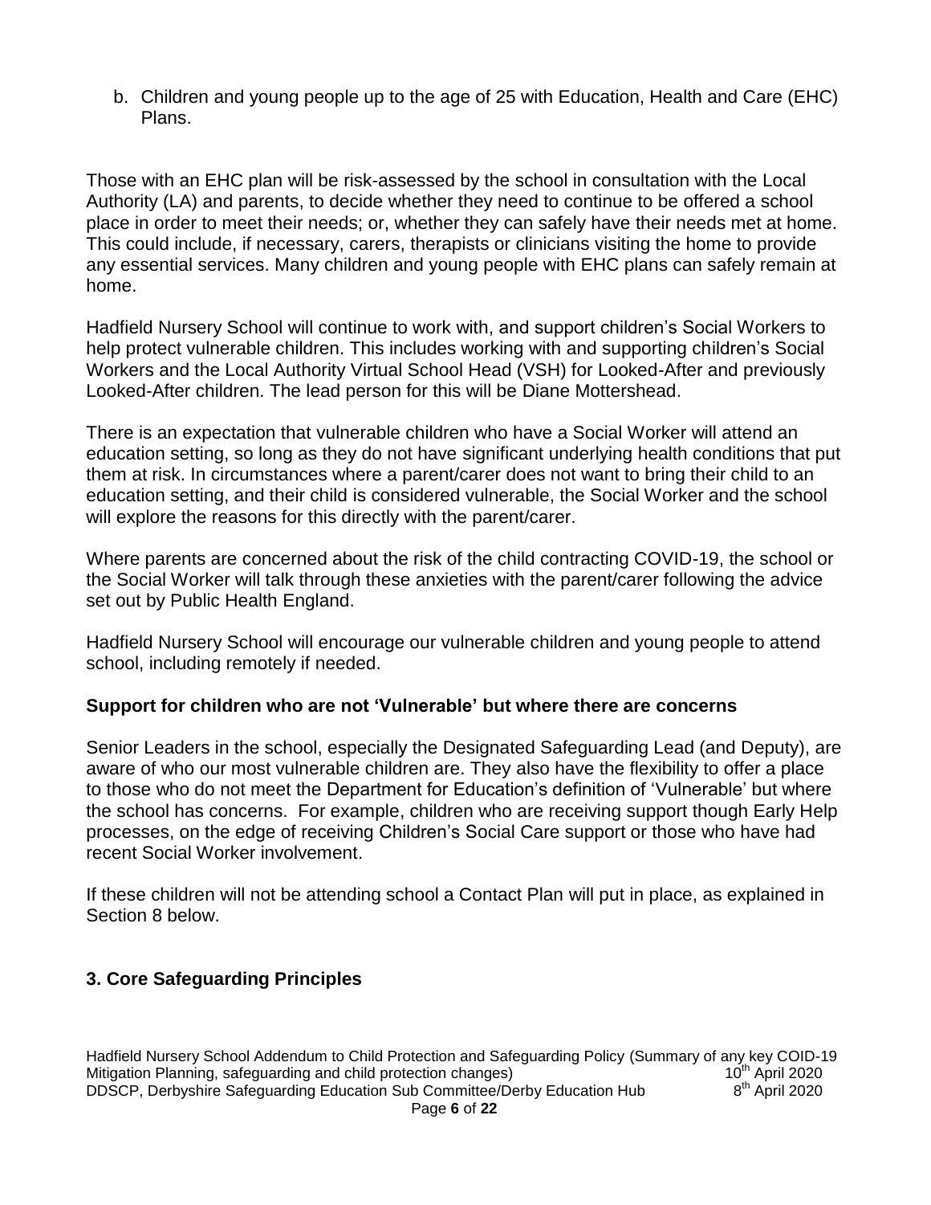b. Children and young people up to the age of 25 with Education, Health and Care (EHC) Plans.

Those with an EHC plan will be risk-assessed by the school in consultation with the Local Authority (LA) and parents, to decide whether they need to continue to be offered a school place in order to meet their needs; or, whether they can safely have their needs met at home. This could include, if necessary, carers, therapists or clinicians visiting the home to provide any essential services. Many children and young people with EHC plans can safely remain at home.

Hadfield Nursery School will continue to work with, and support children's Social Workers to help protect vulnerable children. This includes working with and supporting children's Social Workers and the Local Authority Virtual School Head (VSH) for Looked-After and previously Looked-After children. The lead person for this will be Diane Mottershead.

There is an expectation that vulnerable children who have a Social Worker will attend an education setting, so long as they do not have significant underlying health conditions that put them at risk. In circumstances where a parent/carer does not want to bring their child to an education setting, and their child is considered vulnerable, the Social Worker and the school will explore the reasons for this directly with the parent/carer.

Where parents are concerned about the risk of the child contracting COVID-19, the school or the Social Worker will talk through these anxieties with the parent/carer following the advice set out by Public Health England.

Hadfield Nursery School will encourage our vulnerable children and young people to attend school, including remotely if needed.

**Support for children who are not 'Vulnerable' but where there are concerns**

Senior Leaders in the school, especially the Designated Safeguarding Lead (and Deputy), are aware of who our most vulnerable children are. They also have the flexibility to offer a place to those who do not meet the Department for Education's definition of 'Vulnerable' but where the school has concerns. For example, children who are receiving support though Early Help processes, on the edge of receiving Children's Social Care support or those who have had recent Social Worker involvement.

If these children will not be attending school a Contact Plan will put in place, as explained in Section 8 below.

## 3. Core Safeguarding Principles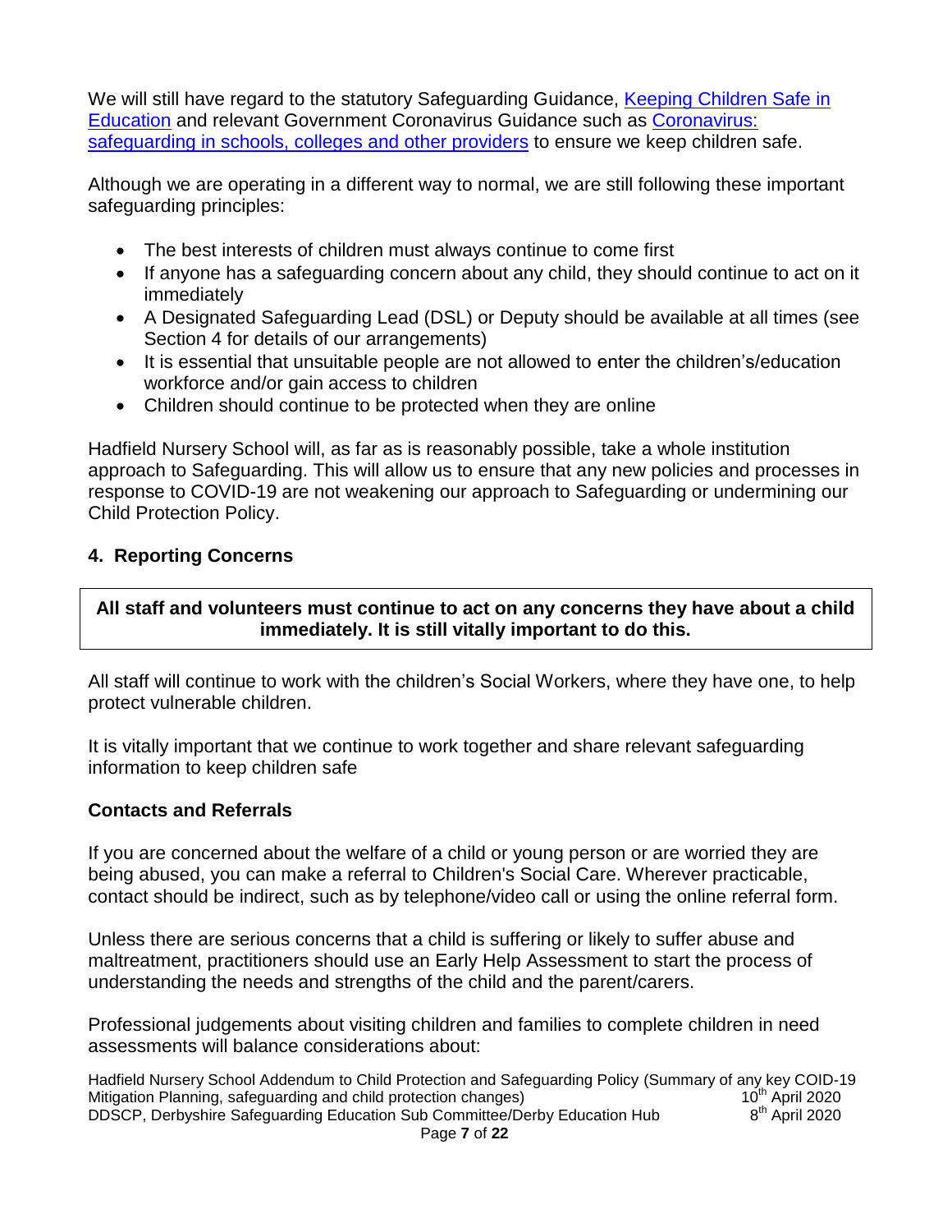We will still have regard to the statutory Safeguarding Guidance, [Keeping Children Safe in Education]() and relevant Government Coronavirus Guidance such as [Coronavirus: safeguarding in schools, colleges and other providers]() to ensure we keep children safe.

Although we are operating in a different way to normal, we are still following these important safeguarding principles:

- The best interests of children must always continue to come first
- If anyone has a safeguarding concern about any child, they should continue to act on it immediately
- A Designated Safeguarding Lead (DSL) or Deputy should be available at all times (see Section 4 for details of our arrangements)
- It is essential that unsuitable people are not allowed to enter the children's/education workforce and/or gain access to children
- Children should continue to be protected when they are online

Hadfield Nursery School will, as far as is reasonably possible, take a whole institution approach to Safeguarding. This will allow us to ensure that any new policies and processes in response to COVID-19 are not weakening our approach to Safeguarding or undermining our Child Protection Policy.

## 4. Reporting Concerns

**All staff and volunteers must continue to act on any concerns they have about a child immediately. It is still vitally important to do this.**

All staff will continue to work with the children's Social Workers, where they have one, to help protect vulnerable children.

It is vitally important that we continue to work together and share relevant safeguarding information to keep children safe

### Contacts and Referrals

If you are concerned about the welfare of a child or young person or are worried they are being abused, you can make a referral to Children's Social Care. Wherever practicable, contact should be indirect, such as by telephone/video call or using the online referral form.

Unless there are serious concerns that a child is suffering or likely to suffer abuse and maltreatment, practitioners should use an Early Help Assessment to start the process of understanding the needs and strengths of the child and the parent/carers.

Professional judgements about visiting children and families to complete children in need assessments will balance considerations about: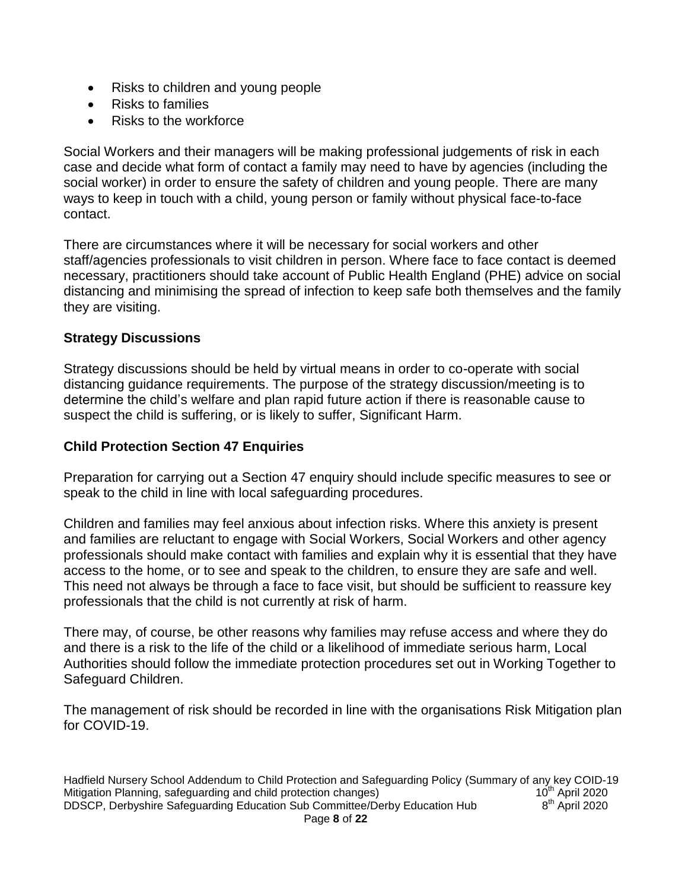- Risks to children and young people
- Risks to families
- Risks to the workforce

Social Workers and their managers will be making professional judgements of risk in each case and decide what form of contact a family may need to have by agencies (including the social worker) in order to ensure the safety of children and young people. There are many ways to keep in touch with a child, young person or family without physical face-to-face contact.

There are circumstances where it will be necessary for social workers and other staff/agencies professionals to visit children in person. Where face to face contact is deemed necessary, practitioners should take account of Public Health England (PHE) advice on social distancing and minimising the spread of infection to keep safe both themselves and the family they are visiting.

## Strategy Discussions

Strategy discussions should be held by virtual means in order to co-operate with social distancing guidance requirements. The purpose of the strategy discussion/meeting is to determine the child's welfare and plan rapid future action if there is reasonable cause to suspect the child is suffering, or is likely to suffer, Significant Harm.

## Child Protection Section 47 Enquiries

Preparation for carrying out a Section 47 enquiry should include specific measures to see or speak to the child in line with local safeguarding procedures.

Children and families may feel anxious about infection risks. Where this anxiety is present and families are reluctant to engage with Social Workers, Social Workers and other agency professionals should make contact with families and explain why it is essential that they have access to the home, or to see and speak to the children, to ensure they are safe and well. This need not always be through a face to face visit, but should be sufficient to reassure key professionals that the child is not currently at risk of harm.

There may, of course, be other reasons why families may refuse access and where they do and there is a risk to the life of the child or a likelihood of immediate serious harm, Local Authorities should follow the immediate protection procedures set out in Working Together to Safeguard Children.

The management of risk should be recorded in line with the organisations Risk Mitigation plan for COVID-19.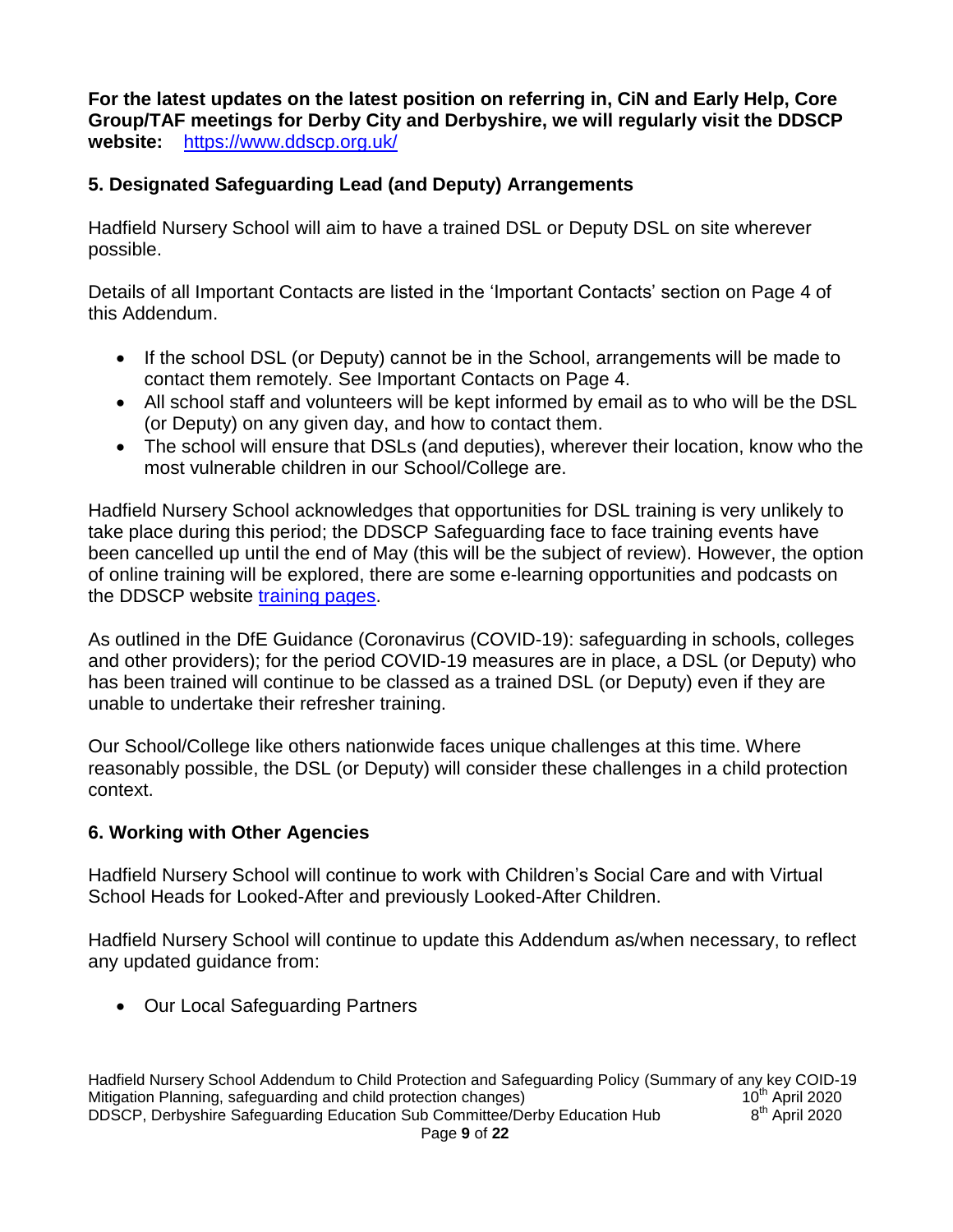**For the latest updates on the latest position on referring in, CiN and Early Help, Core Group/TAF meetings for Derby City and Derbyshire, we will regularly visit the DDSCP website:** https://www.ddscp.org.uk/

## 5. Designated Safeguarding Lead (and Deputy) Arrangements

Hadfield Nursery School will aim to have a trained DSL or Deputy DSL on site wherever possible.

Details of all Important Contacts are listed in the 'Important Contacts' section on Page 4 of this Addendum.

- If the school DSL (or Deputy) cannot be in the School, arrangements will be made to contact them remotely. See Important Contacts on Page 4.
- All school staff and volunteers will be kept informed by email as to who will be the DSL (or Deputy) on any given day, and how to contact them.
- The school will ensure that DSLs (and deputies), wherever their location, know who the most vulnerable children in our School/College are.

Hadfield Nursery School acknowledges that opportunities for DSL training is very unlikely to take place during this period; the DDSCP Safeguarding face to face training events have been cancelled up until the end of May (this will be the subject of review). However, the option of online training will be explored, there are some e-learning opportunities and podcasts on the DDSCP website training pages.

As outlined in the DfE Guidance (Coronavirus (COVID-19): safeguarding in schools, colleges and other providers); for the period COVID-19 measures are in place, a DSL (or Deputy) who has been trained will continue to be classed as a trained DSL (or Deputy) even if they are unable to undertake their refresher training.

Our School/College like others nationwide faces unique challenges at this time. Where reasonably possible, the DSL (or Deputy) will consider these challenges in a child protection context.

## 6. Working with Other Agencies

Hadfield Nursery School will continue to work with Children's Social Care and with Virtual School Heads for Looked-After and previously Looked-After Children.

Hadfield Nursery School will continue to update this Addendum as/when necessary, to reflect any updated guidance from:

- Our Local Safeguarding Partners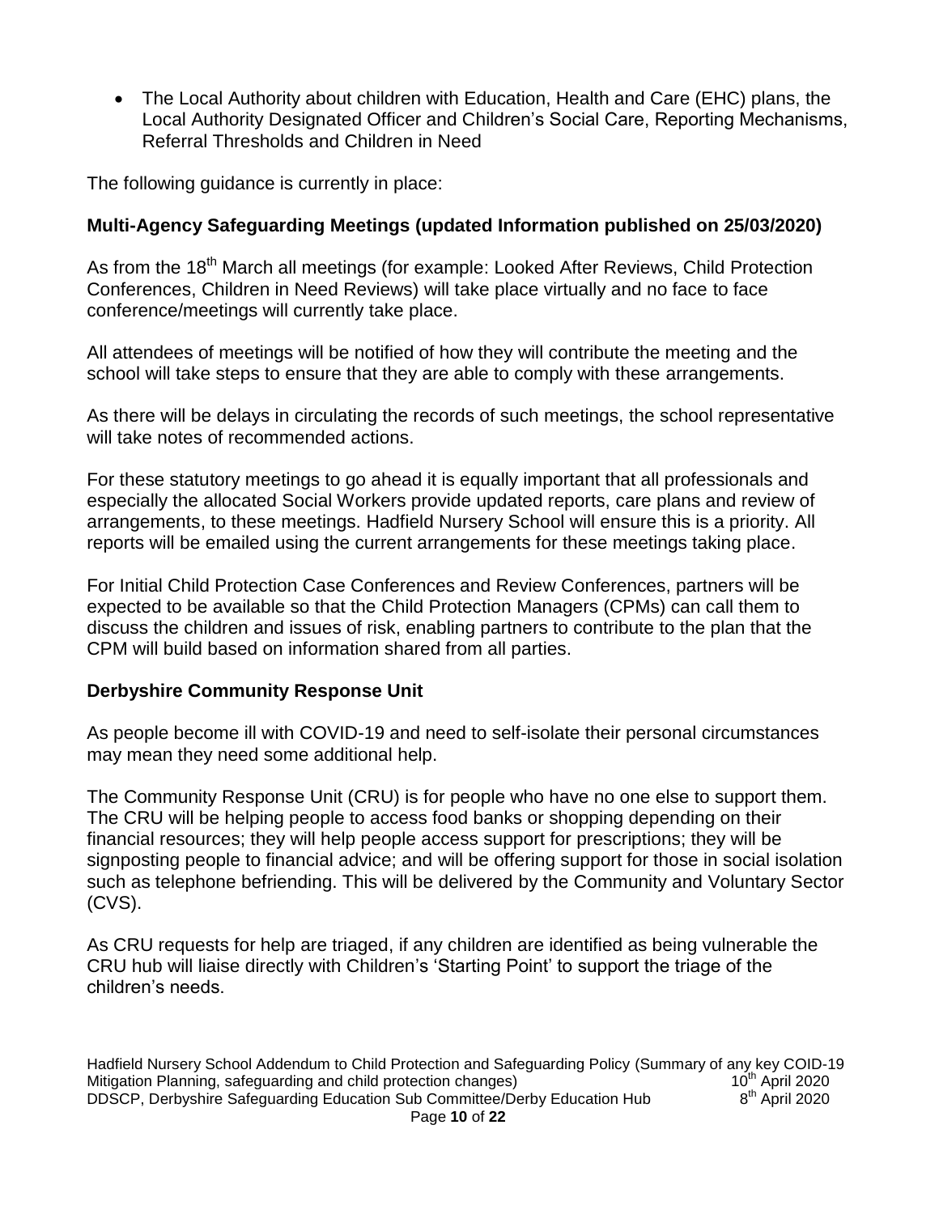- The Local Authority about children with Education, Health and Care (EHC) plans, the Local Authority Designated Officer and Children's Social Care, Reporting Mechanisms, Referral Thresholds and Children in Need

The following guidance is currently in place:

**Multi-Agency Safeguarding Meetings (updated Information published on 25/03/2020)**

As from the 18th March all meetings (for example: Looked After Reviews, Child Protection Conferences, Children in Need Reviews) will take place virtually and no face to face conference/meetings will currently take place.

All attendees of meetings will be notified of how they will contribute the meeting and the school will take steps to ensure that they are able to comply with these arrangements.

As there will be delays in circulating the records of such meetings, the school representative will take notes of recommended actions.

For these statutory meetings to go ahead it is equally important that all professionals and especially the allocated Social Workers provide updated reports, care plans and review of arrangements, to these meetings. Hadfield Nursery School will ensure this is a priority. All reports will be emailed using the current arrangements for these meetings taking place.

For Initial Child Protection Case Conferences and Review Conferences, partners will be expected to be available so that the Child Protection Managers (CPMs) can call them to discuss the children and issues of risk, enabling partners to contribute to the plan that the CPM will build based on information shared from all parties.

**Derbyshire Community Response Unit**

As people become ill with COVID-19 and need to self-isolate their personal circumstances may mean they need some additional help.

The Community Response Unit (CRU) is for people who have no one else to support them. The CRU will be helping people to access food banks or shopping depending on their financial resources; they will help people access support for prescriptions; they will be signposting people to financial advice; and will be offering support for those in social isolation such as telephone befriending. This will be delivered by the Community and Voluntary Sector (CVS).

As CRU requests for help are triaged, if any children are identified as being vulnerable the CRU hub will liaise directly with Children's 'Starting Point' to support the triage of the children's needs.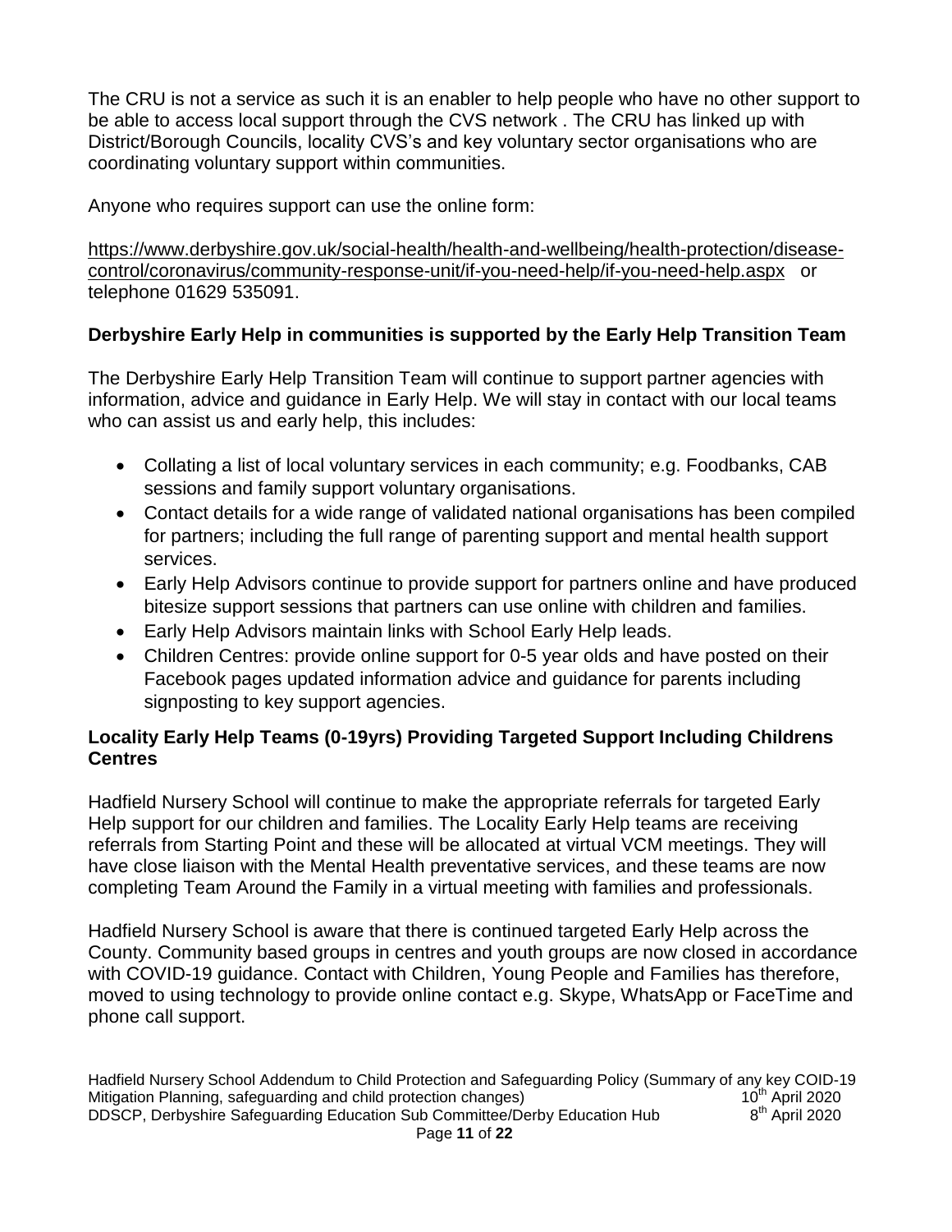The CRU is not a service as such it is an enabler to help people who have no other support to be able to access local support through the CVS network . The CRU has linked up with District/Borough Councils, locality CVS's and key voluntary sector organisations who are coordinating voluntary support within communities.

Anyone who requires support can use the online form:

https://www.derbyshire.gov.uk/social-health/health-and-wellbeing/health-protection/disease-control/coronavirus/community-response-unit/if-you-need-help/if-you-need-help.aspx or telephone 01629 535091.

**Derbyshire Early Help in communities is supported by the Early Help Transition Team**

The Derbyshire Early Help Transition Team will continue to support partner agencies with information, advice and guidance in Early Help. We will stay in contact with our local teams who can assist us and early help, this includes:

- Collating a list of local voluntary services in each community; e.g. Foodbanks, CAB sessions and family support voluntary organisations.
- Contact details for a wide range of validated national organisations has been compiled for partners; including the full range of parenting support and mental health support services.
- Early Help Advisors continue to provide support for partners online and have produced bitesize support sessions that partners can use online with children and families.
- Early Help Advisors maintain links with School Early Help leads.
- Children Centres: provide online support for 0-5 year olds and have posted on their Facebook pages updated information advice and guidance for parents including signposting to key support agencies.

**Locality Early Help Teams (0-19yrs) Providing Targeted Support Including Childrens Centres**

Hadfield Nursery School will continue to make the appropriate referrals for targeted Early Help support for our children and families. The Locality Early Help teams are receiving referrals from Starting Point and these will be allocated at virtual VCM meetings. They will have close liaison with the Mental Health preventative services, and these teams are now completing Team Around the Family in a virtual meeting with families and professionals.

Hadfield Nursery School is aware that there is continued targeted Early Help across the County. Community based groups in centres and youth groups are now closed in accordance with COVID-19 guidance. Contact with Children, Young People and Families has therefore, moved to using technology to provide online contact e.g. Skype, WhatsApp or FaceTime and phone call support.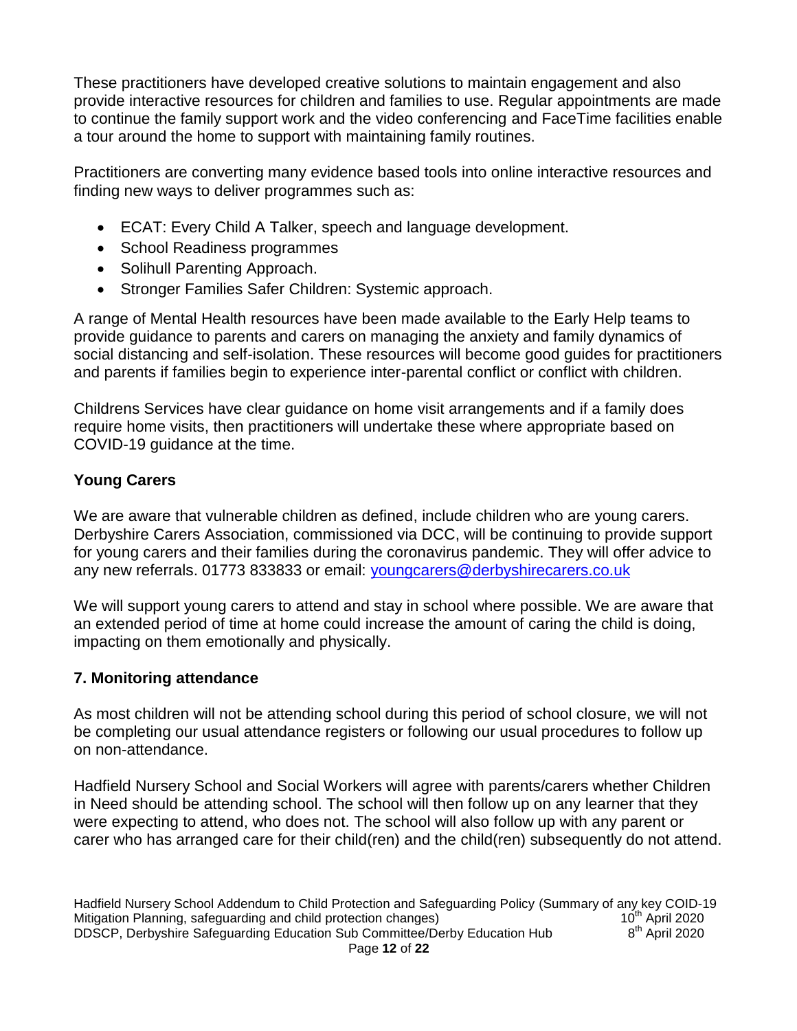These practitioners have developed creative solutions to maintain engagement and also provide interactive resources for children and families to use. Regular appointments are made to continue the family support work and the video conferencing and FaceTime facilities enable a tour around the home to support with maintaining family routines.

Practitioners are converting many evidence based tools into online interactive resources and finding new ways to deliver programmes such as:

- ECAT: Every Child A Talker, speech and language development.
- School Readiness programmes
- Solihull Parenting Approach.
- Stronger Families Safer Children: Systemic approach.

A range of Mental Health resources have been made available to the Early Help teams to provide guidance to parents and carers on managing the anxiety and family dynamics of social distancing and self-isolation. These resources will become good guides for practitioners and parents if families begin to experience inter-parental conflict or conflict with children.

Childrens Services have clear guidance on home visit arrangements and if a family does require home visits, then practitioners will undertake these where appropriate based on COVID-19 guidance at the time.

**Young Carers**

We are aware that vulnerable children as defined, include children who are young carers. Derbyshire Carers Association, commissioned via DCC, will be continuing to provide support for young carers and their families during the coronavirus pandemic. They will offer advice to any new referrals. 01773 833833 or email: youngcarers@derbyshirecarers.co.uk

We will support young carers to attend and stay in school where possible. We are aware that an extended period of time at home could increase the amount of caring the child is doing, impacting on them emotionally and physically.

## 7. Monitoring attendance

As most children will not be attending school during this period of school closure, we will not be completing our usual attendance registers or following our usual procedures to follow up on non-attendance.

Hadfield Nursery School and Social Workers will agree with parents/carers whether Children in Need should be attending school. The school will then follow up on any learner that they were expecting to attend, who does not. The school will also follow up with any parent or carer who has arranged care for their child(ren) and the child(ren) subsequently do not attend.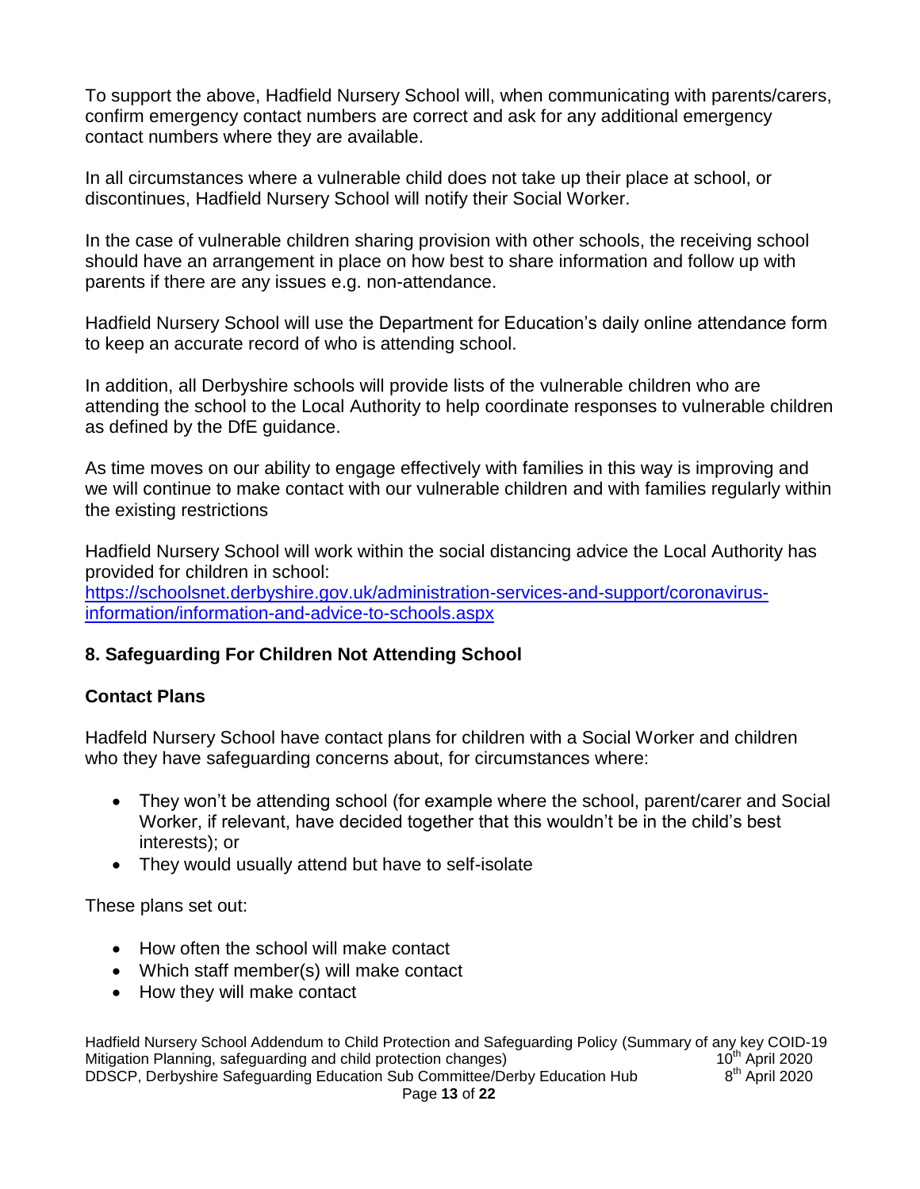To support the above, Hadfield Nursery School will, when communicating with parents/carers, confirm emergency contact numbers are correct and ask for any additional emergency contact numbers where they are available.

In all circumstances where a vulnerable child does not take up their place at school, or discontinues, Hadfield Nursery School will notify their Social Worker.

In the case of vulnerable children sharing provision with other schools, the receiving school should have an arrangement in place on how best to share information and follow up with parents if there are any issues e.g. non-attendance.

Hadfield Nursery School will use the Department for Education's daily online attendance form to keep an accurate record of who is attending school.

In addition, all Derbyshire schools will provide lists of the vulnerable children who are attending the school to the Local Authority to help coordinate responses to vulnerable children as defined by the DfE guidance.

As time moves on our ability to engage effectively with families in this way is improving and we will continue to make contact with our vulnerable children and with families regularly within the existing restrictions

Hadfield Nursery School will work within the social distancing advice the Local Authority has provided for children in school:
[https://schoolsnet.derbyshire.gov.uk/administration-services-and-support/coronavirus-information/information-and-advice-to-schools.aspx](https://schoolsnet.derbyshire.gov.uk/administration-services-and-support/coronavirus-information/information-and-advice-to-schools.aspx)

## 8. Safeguarding For Children Not Attending School

### Contact Plans

Hadfeld Nursery School have contact plans for children with a Social Worker and children who they have safeguarding concerns about, for circumstances where:

- They won't be attending school (for example where the school, parent/carer and Social Worker, if relevant, have decided together that this wouldn't be in the child's best interests); or
- They would usually attend but have to self-isolate

These plans set out:

- How often the school will make contact
- Which staff member(s) will make contact
- How they will make contact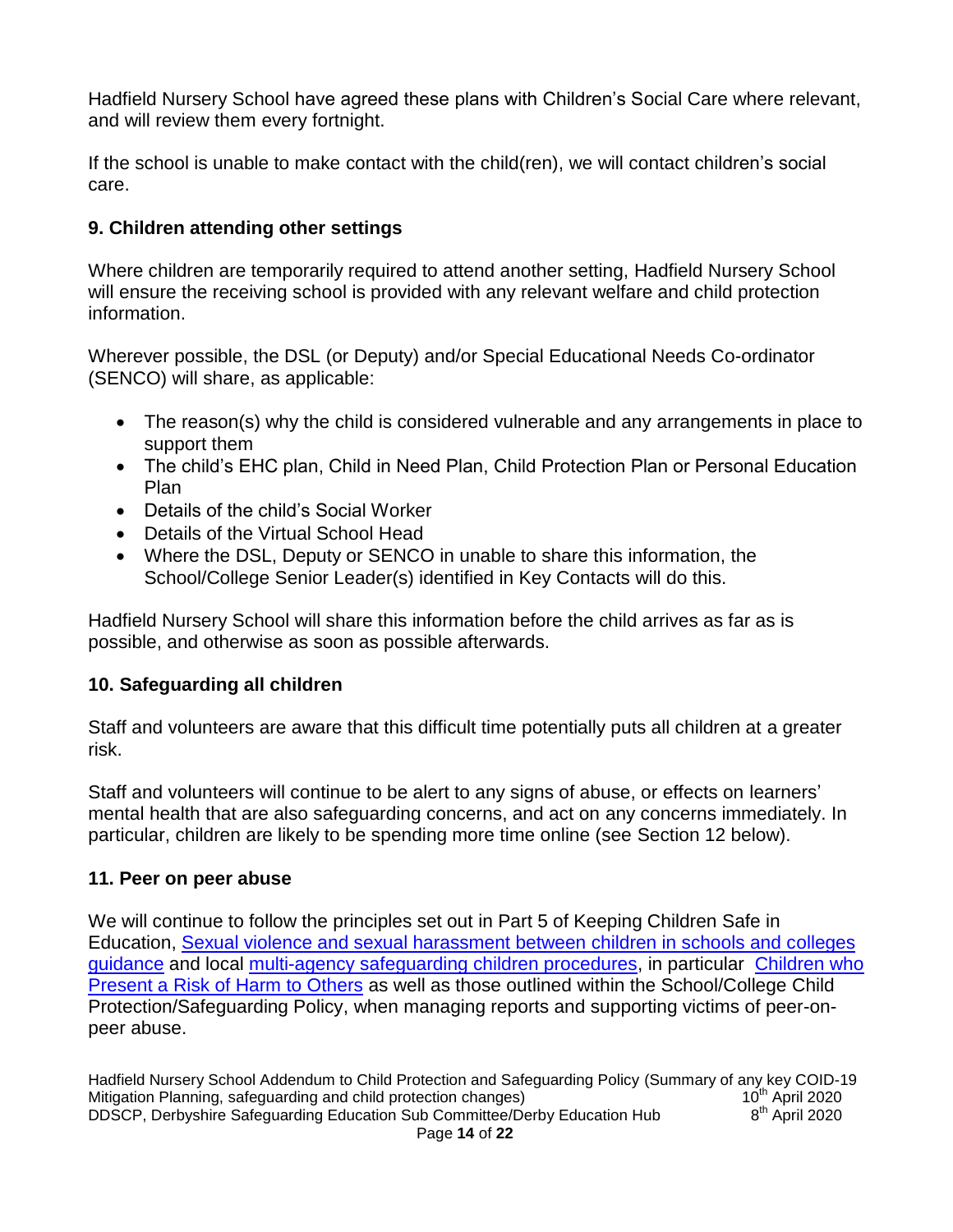Hadfield Nursery School have agreed these plans with Children's Social Care where relevant, and will review them every fortnight.

If the school is unable to make contact with the child(ren), we will contact children's social care.

## 9. Children attending other settings

Where children are temporarily required to attend another setting, Hadfield Nursery School will ensure the receiving school is provided with any relevant welfare and child protection information.

Wherever possible, the DSL (or Deputy) and/or Special Educational Needs Co-ordinator (SENCO) will share, as applicable:

- The reason(s) why the child is considered vulnerable and any arrangements in place to support them
- The child's EHC plan, Child in Need Plan, Child Protection Plan or Personal Education Plan
- Details of the child's Social Worker
- Details of the Virtual School Head
- Where the DSL, Deputy or SENCO in unable to share this information, the School/College Senior Leader(s) identified in Key Contacts will do this.

Hadfield Nursery School will share this information before the child arrives as far as is possible, and otherwise as soon as possible afterwards.

## 10. Safeguarding all children

Staff and volunteers are aware that this difficult time potentially puts all children at a greater risk.

Staff and volunteers will continue to be alert to any signs of abuse, or effects on learners' mental health that are also safeguarding concerns, and act on any concerns immediately. In particular, children are likely to be spending more time online (see Section 12 below).

## 11. Peer on peer abuse

We will continue to follow the principles set out in Part 5 of Keeping Children Safe in Education, Sexual violence and sexual harassment between children in schools and colleges guidance and local multi-agency safeguarding children procedures, in particular Children who Present a Risk of Harm to Others as well as those outlined within the School/College Child Protection/Safeguarding Policy, when managing reports and supporting victims of peer-on-peer abuse.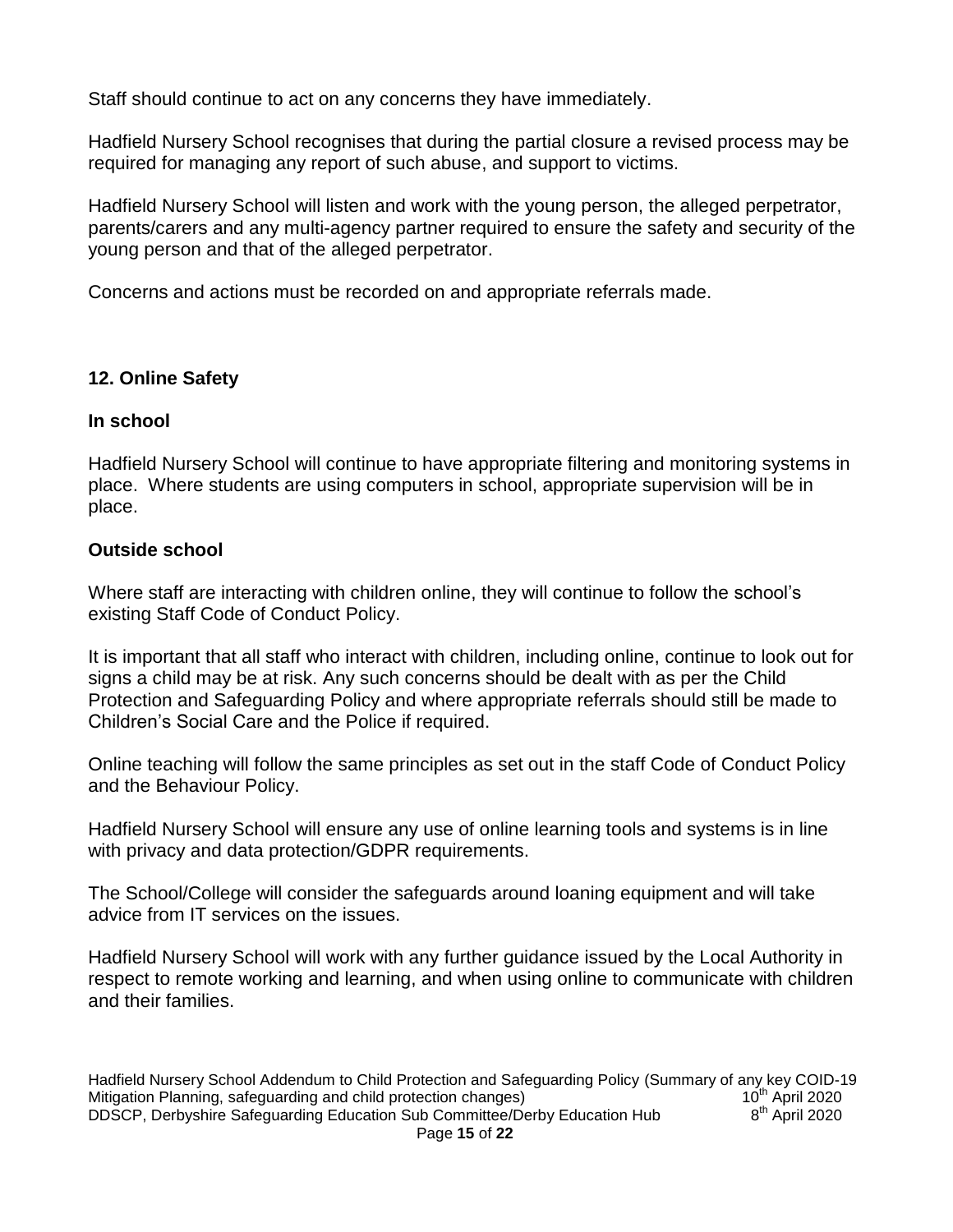Staff should continue to act on any concerns they have immediately.

Hadfield Nursery School recognises that during the partial closure a revised process may be required for managing any report of such abuse, and support to victims.

Hadfield Nursery School will listen and work with the young person, the alleged perpetrator, parents/carers and any multi-agency partner required to ensure the safety and security of the young person and that of the alleged perpetrator.

Concerns and actions must be recorded on and appropriate referrals made.

## 12. Online Safety

### In school

Hadfield Nursery School will continue to have appropriate filtering and monitoring systems in place. Where students are using computers in school, appropriate supervision will be in place.

### Outside school

Where staff are interacting with children online, they will continue to follow the school's existing Staff Code of Conduct Policy.

It is important that all staff who interact with children, including online, continue to look out for signs a child may be at risk. Any such concerns should be dealt with as per the Child Protection and Safeguarding Policy and where appropriate referrals should still be made to Children's Social Care and the Police if required.

Online teaching will follow the same principles as set out in the staff Code of Conduct Policy and the Behaviour Policy.

Hadfield Nursery School will ensure any use of online learning tools and systems is in line with privacy and data protection/GDPR requirements.

The School/College will consider the safeguards around loaning equipment and will take advice from IT services on the issues.

Hadfield Nursery School will work with any further guidance issued by the Local Authority in respect to remote working and learning, and when using online to communicate with children and their families.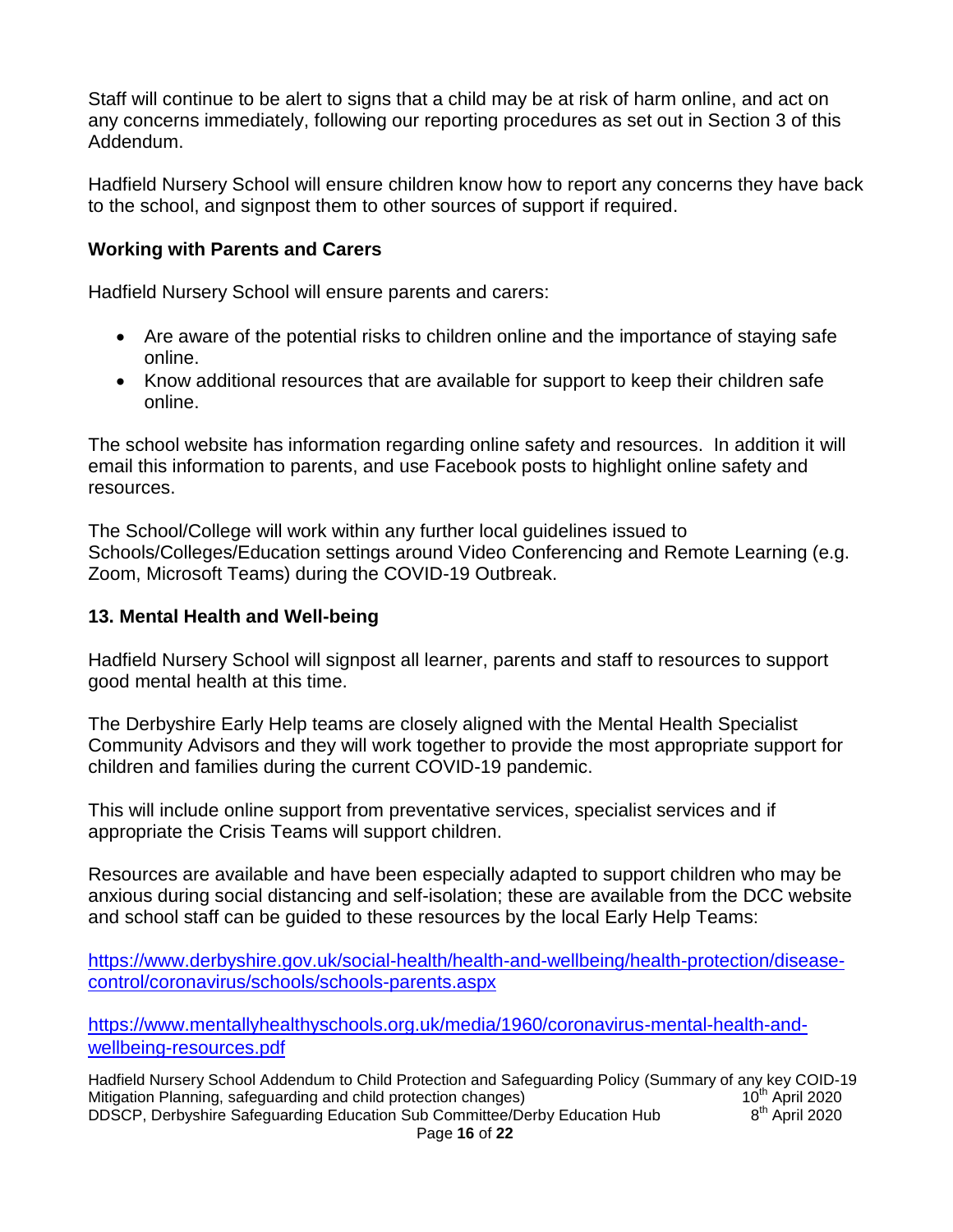Staff will continue to be alert to signs that a child may be at risk of harm online, and act on any concerns immediately, following our reporting procedures as set out in Section 3 of this Addendum.

Hadfield Nursery School will ensure children know how to report any concerns they have back to the school, and signpost them to other sources of support if required.

**Working with Parents and Carers**

Hadfield Nursery School will ensure parents and carers:

- Are aware of the potential risks to children online and the importance of staying safe online.
- Know additional resources that are available for support to keep their children safe online.

The school website has information regarding online safety and resources. In addition it will email this information to parents, and use Facebook posts to highlight online safety and resources.

The School/College will work within any further local guidelines issued to Schools/Colleges/Education settings around Video Conferencing and Remote Learning (e.g. Zoom, Microsoft Teams) during the COVID-19 Outbreak.

**13. Mental Health and Well-being**

Hadfield Nursery School will signpost all learner, parents and staff to resources to support good mental health at this time.

The Derbyshire Early Help teams are closely aligned with the Mental Health Specialist Community Advisors and they will work together to provide the most appropriate support for children and families during the current COVID-19 pandemic.

This will include online support from preventative services, specialist services and if appropriate the Crisis Teams will support children.

Resources are available and have been especially adapted to support children who may be anxious during social distancing and self-isolation; these are available from the DCC website and school staff can be guided to these resources by the local Early Help Teams:

https://www.derbyshire.gov.uk/social-health/health-and-wellbeing/health-protection/disease-control/coronavirus/schools/schools-parents.aspx

https://www.mentallyhealthyschools.org.uk/media/1960/coronavirus-mental-health-and-wellbeing-resources.pdf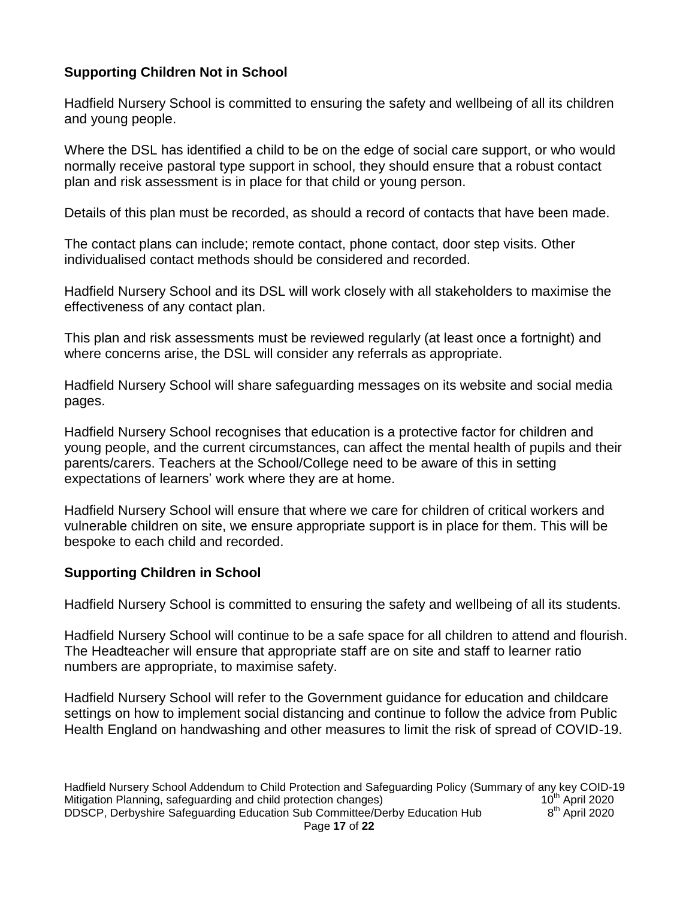## Supporting Children Not in School

Hadfield Nursery School is committed to ensuring the safety and wellbeing of all its children and young people.

Where the DSL has identified a child to be on the edge of social care support, or who would normally receive pastoral type support in school, they should ensure that a robust contact plan and risk assessment is in place for that child or young person.

Details of this plan must be recorded, as should a record of contacts that have been made.

The contact plans can include; remote contact, phone contact, door step visits. Other individualised contact methods should be considered and recorded.

Hadfield Nursery School and its DSL will work closely with all stakeholders to maximise the effectiveness of any contact plan.

This plan and risk assessments must be reviewed regularly (at least once a fortnight) and where concerns arise, the DSL will consider any referrals as appropriate.

Hadfield Nursery School will share safeguarding messages on its website and social media pages.

Hadfield Nursery School recognises that education is a protective factor for children and young people, and the current circumstances, can affect the mental health of pupils and their parents/carers. Teachers at the School/College need to be aware of this in setting expectations of learners' work where they are at home.

Hadfield Nursery School will ensure that where we care for children of critical workers and vulnerable children on site, we ensure appropriate support is in place for them. This will be bespoke to each child and recorded.

## Supporting Children in School

Hadfield Nursery School is committed to ensuring the safety and wellbeing of all its students.

Hadfield Nursery School will continue to be a safe space for all children to attend and flourish. The Headteacher will ensure that appropriate staff are on site and staff to learner ratio numbers are appropriate, to maximise safety.

Hadfield Nursery School will refer to the Government guidance for education and childcare settings on how to implement social distancing and continue to follow the advice from Public Health England on handwashing and other measures to limit the risk of spread of COVID-19.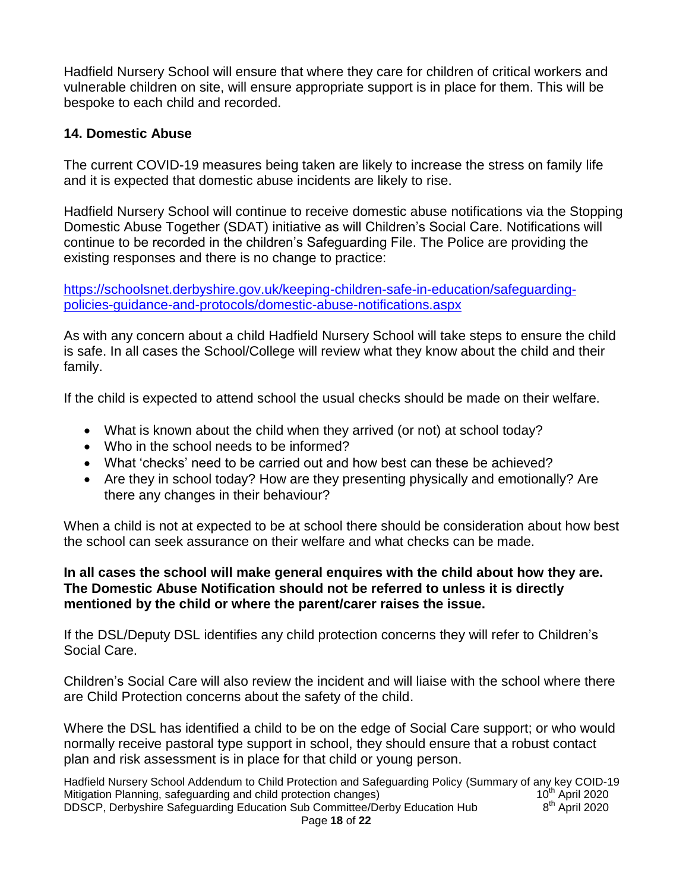Hadfield Nursery School will ensure that where they care for children of critical workers and vulnerable children on site, will ensure appropriate support is in place for them. This will be bespoke to each child and recorded.

## 14. Domestic Abuse

The current COVID-19 measures being taken are likely to increase the stress on family life and it is expected that domestic abuse incidents are likely to rise.

Hadfield Nursery School will continue to receive domestic abuse notifications via the Stopping Domestic Abuse Together (SDAT) initiative as will Children's Social Care. Notifications will continue to be recorded in the children's Safeguarding File. The Police are providing the existing responses and there is no change to practice:

[https://schoolsnet.derbyshire.gov.uk/keeping-children-safe-in-education/safeguarding-policies-guidance-and-protocols/domestic-abuse-notifications.aspx](https://schoolsnet.derbyshire.gov.uk/keeping-children-safe-in-education/safeguarding-policies-guidance-and-protocols/domestic-abuse-notifications.aspx)

As with any concern about a child Hadfield Nursery School will take steps to ensure the child is safe. In all cases the School/College will review what they know about the child and their family.

If the child is expected to attend school the usual checks should be made on their welfare.

- What is known about the child when they arrived (or not) at school today?
- Who in the school needs to be informed?
- What 'checks' need to be carried out and how best can these be achieved?
- Are they in school today? How are they presenting physically and emotionally? Are there any changes in their behaviour?

When a child is not at expected to be at school there should be consideration about how best the school can seek assurance on their welfare and what checks can be made.

**In all cases the school will make general enquires with the child about how they are. The Domestic Abuse Notification should not be referred to unless it is directly mentioned by the child or where the parent/carer raises the issue.**

If the DSL/Deputy DSL identifies any child protection concerns they will refer to Children's Social Care.

Children's Social Care will also review the incident and will liaise with the school where there are Child Protection concerns about the safety of the child.

Where the DSL has identified a child to be on the edge of Social Care support; or who would normally receive pastoral type support in school, they should ensure that a robust contact plan and risk assessment is in place for that child or young person.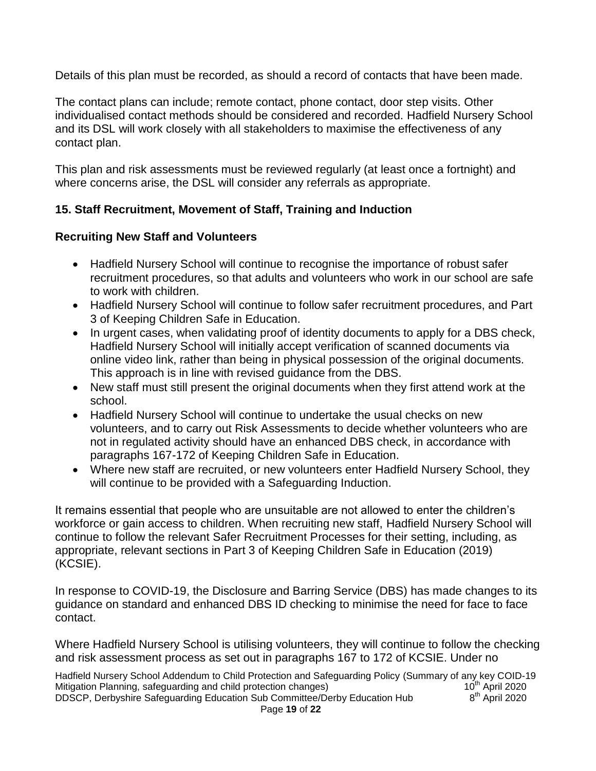Details of this plan must be recorded, as should a record of contacts that have been made.

The contact plans can include; remote contact, phone contact, door step visits. Other individualised contact methods should be considered and recorded. Hadfield Nursery School and its DSL will work closely with all stakeholders to maximise the effectiveness of any contact plan.

This plan and risk assessments must be reviewed regularly (at least once a fortnight) and where concerns arise, the DSL will consider any referrals as appropriate.

## 15. Staff Recruitment, Movement of Staff, Training and Induction

### Recruiting New Staff and Volunteers

- Hadfield Nursery School will continue to recognise the importance of robust safer recruitment procedures, so that adults and volunteers who work in our school are safe to work with children.
- Hadfield Nursery School will continue to follow safer recruitment procedures, and Part 3 of Keeping Children Safe in Education.
- In urgent cases, when validating proof of identity documents to apply for a DBS check, Hadfield Nursery School will initially accept verification of scanned documents via online video link, rather than being in physical possession of the original documents. This approach is in line with revised guidance from the DBS.
- New staff must still present the original documents when they first attend work at the school.
- Hadfield Nursery School will continue to undertake the usual checks on new volunteers, and to carry out Risk Assessments to decide whether volunteers who are not in regulated activity should have an enhanced DBS check, in accordance with paragraphs 167-172 of Keeping Children Safe in Education.
- Where new staff are recruited, or new volunteers enter Hadfield Nursery School, they will continue to be provided with a Safeguarding Induction.

It remains essential that people who are unsuitable are not allowed to enter the children's workforce or gain access to children. When recruiting new staff, Hadfield Nursery School will continue to follow the relevant Safer Recruitment Processes for their setting, including, as appropriate, relevant sections in Part 3 of Keeping Children Safe in Education (2019) (KCSIE).

In response to COVID-19, the Disclosure and Barring Service (DBS) has made changes to its guidance on standard and enhanced DBS ID checking to minimise the need for face to face contact.

Where Hadfield Nursery School is utilising volunteers, they will continue to follow the checking and risk assessment process as set out in paragraphs 167 to 172 of KCSIE. Under no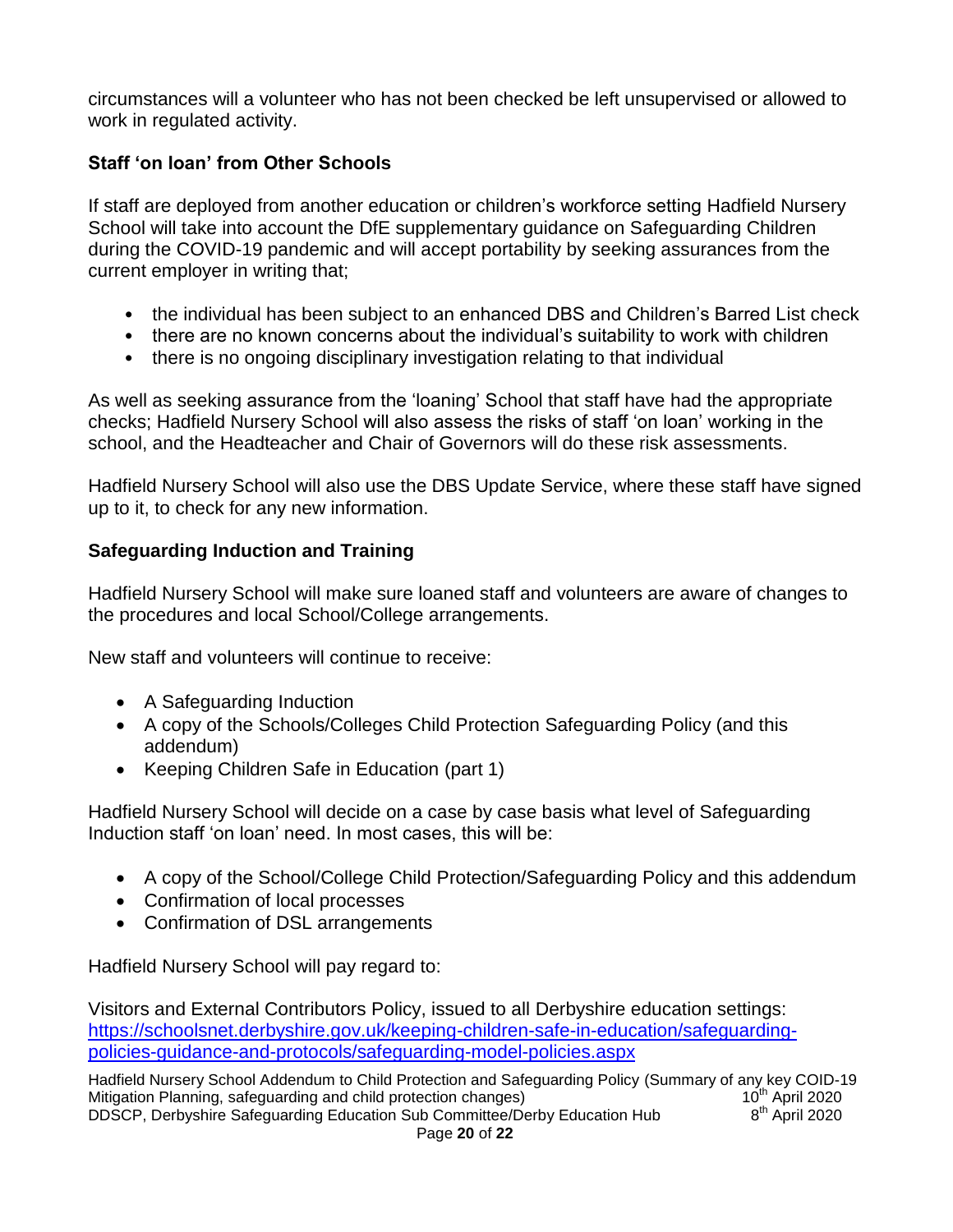circumstances will a volunteer who has not been checked be left unsupervised or allowed to work in regulated activity.

### Staff 'on loan' from Other Schools

If staff are deployed from another education or children's workforce setting Hadfield Nursery School will take into account the DfE supplementary guidance on Safeguarding Children during the COVID-19 pandemic and will accept portability by seeking assurances from the current employer in writing that;

- the individual has been subject to an enhanced DBS and Children's Barred List check
- there are no known concerns about the individual's suitability to work with children
- there is no ongoing disciplinary investigation relating to that individual

As well as seeking assurance from the 'loaning' School that staff have had the appropriate checks; Hadfield Nursery School will also assess the risks of staff 'on loan' working in the school, and the Headteacher and Chair of Governors will do these risk assessments.

Hadfield Nursery School will also use the DBS Update Service, where these staff have signed up to it, to check for any new information.

### Safeguarding Induction and Training

Hadfield Nursery School will make sure loaned staff and volunteers are aware of changes to the procedures and local School/College arrangements.

New staff and volunteers will continue to receive:

- A Safeguarding Induction
- A copy of the Schools/Colleges Child Protection Safeguarding Policy (and this addendum)
- Keeping Children Safe in Education (part 1)

Hadfield Nursery School will decide on a case by case basis what level of Safeguarding Induction staff 'on loan' need. In most cases, this will be:

- A copy of the School/College Child Protection/Safeguarding Policy and this addendum
- Confirmation of local processes
- Confirmation of DSL arrangements

Hadfield Nursery School will pay regard to:

Visitors and External Contributors Policy, issued to all Derbyshire education settings: [https://schoolsnet.derbyshire.gov.uk/keeping-children-safe-in-education/safeguarding-policies-guidance-and-protocols/safeguarding-model-policies.aspx](https://schoolsnet.derbyshire.gov.uk/keeping-children-safe-in-education/safeguarding-policies-guidance-and-protocols/safeguarding-model-policies.aspx)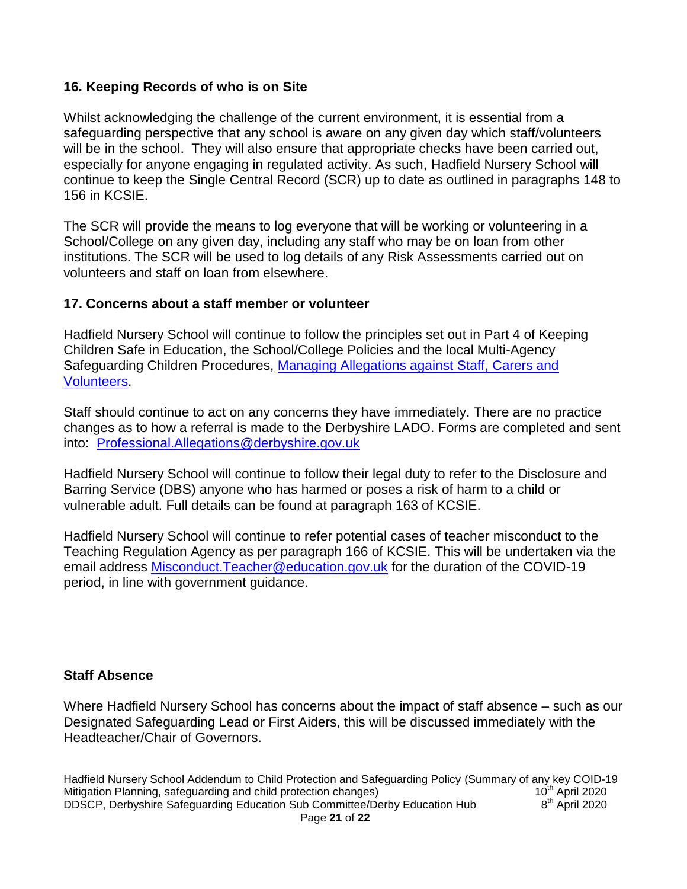## 16. Keeping Records of who is on Site

Whilst acknowledging the challenge of the current environment, it is essential from a safeguarding perspective that any school is aware on any given day which staff/volunteers will be in the school. They will also ensure that appropriate checks have been carried out, especially for anyone engaging in regulated activity. As such, Hadfield Nursery School will continue to keep the Single Central Record (SCR) up to date as outlined in paragraphs 148 to 156 in KCSIE.

The SCR will provide the means to log everyone that will be working or volunteering in a School/College on any given day, including any staff who may be on loan from other institutions. The SCR will be used to log details of any Risk Assessments carried out on volunteers and staff on loan from elsewhere.

## 17. Concerns about a staff member or volunteer

Hadfield Nursery School will continue to follow the principles set out in Part 4 of Keeping Children Safe in Education, the School/College Policies and the local Multi-Agency Safeguarding Children Procedures, [Managing Allegations against Staff, Carers and Volunteers](#).

Staff should continue to act on any concerns they have immediately. There are no practice changes as to how a referral is made to the Derbyshire LADO. Forms are completed and sent into: [Professional.Allegations@derbyshire.gov.uk](mailto:Professional.Allegations@derbyshire.gov.uk)

Hadfield Nursery School will continue to follow their legal duty to refer to the Disclosure and Barring Service (DBS) anyone who has harmed or poses a risk of harm to a child or vulnerable adult. Full details can be found at paragraph 163 of KCSIE.

Hadfield Nursery School will continue to refer potential cases of teacher misconduct to the Teaching Regulation Agency as per paragraph 166 of KCSIE. This will be undertaken via the email address [Misconduct.Teacher@education.gov.uk](mailto:Misconduct.Teacher@education.gov.uk) for the duration of the COVID-19 period, in line with government guidance.

## Staff Absence

Where Hadfield Nursery School has concerns about the impact of staff absence – such as our Designated Safeguarding Lead or First Aiders, this will be discussed immediately with the Headteacher/Chair of Governors.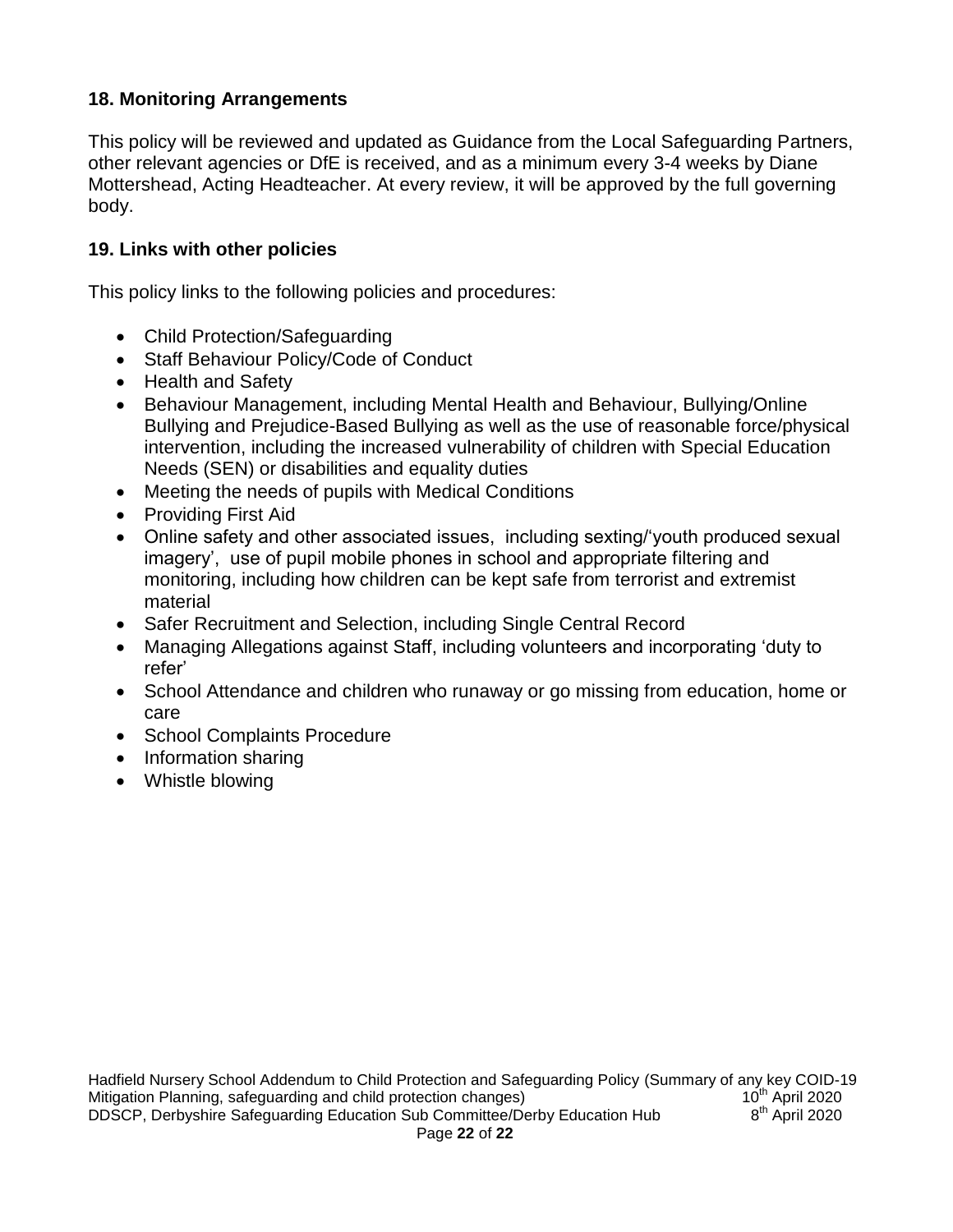## 18. Monitoring Arrangements

This policy will be reviewed and updated as Guidance from the Local Safeguarding Partners, other relevant agencies or DfE is received, and as a minimum every 3-4 weeks by Diane Mottershead, Acting Headteacher. At every review, it will be approved by the full governing body.

## 19. Links with other policies

This policy links to the following policies and procedures:

- Child Protection/Safeguarding
- Staff Behaviour Policy/Code of Conduct
- Health and Safety
- Behaviour Management, including Mental Health and Behaviour, Bullying/Online Bullying and Prejudice-Based Bullying as well as the use of reasonable force/physical intervention, including the increased vulnerability of children with Special Education Needs (SEN) or disabilities and equality duties
- Meeting the needs of pupils with Medical Conditions
- Providing First Aid
- Online safety and other associated issues, including sexting/'youth produced sexual imagery', use of pupil mobile phones in school and appropriate filtering and monitoring, including how children can be kept safe from terrorist and extremist material
- Safer Recruitment and Selection, including Single Central Record
- Managing Allegations against Staff, including volunteers and incorporating 'duty to refer'
- School Attendance and children who runaway or go missing from education, home or care
- School Complaints Procedure
- Information sharing
- Whistle blowing